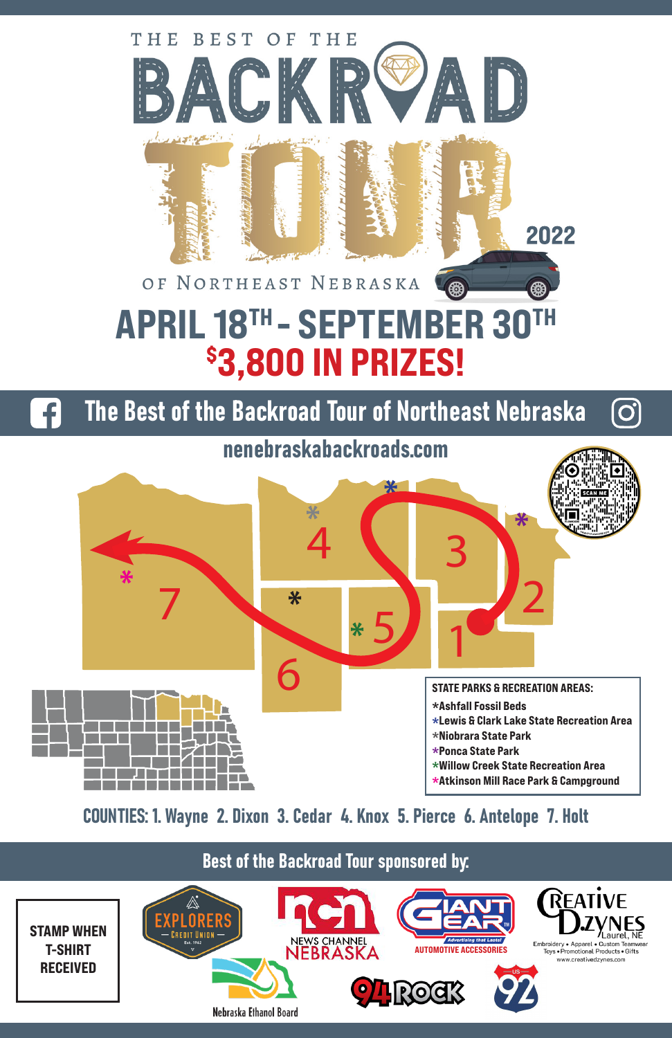THE BEST OF THE

# BACKROAD TOUR

2022

OF NORTHEAST NEBRASKA

## APRIL 18TH - SEPTEMBER 30TH

## $3,800 IN PRIZES!

The Best of the Backroad Tour of Northeast Nebraska

nenebraskabackroads.com

SCAN ME

7 4 3 2 1 5 6

STATE PARKS & RECREATION AREAS:

- *Ashfall Fossil Beds
- *Lewis & Clark Lake State Recreation Area
- *Niobrara State Park
- *Ponca State Park
- *Willow Creek State Recreation Area
- *Atkinson Mill Race Park & Campground

COUNTIES: 1. Wayne 2. Dixon 3. Cedar 4. Knox 5. Pierce 6. Antelope 7. Holt

Best of the Backroad Tour sponsored by:

STAMP WHEN T-SHIRT RECEIVED

EXPLORERS CREDIT UNION Est. 1962

NEWS CHANNEL NEBRASKA

GIANT GEAR Advertising that Lasts! AUTOMOTIVE ACCESSORIES

CREATIVE DZYNES Laurel, NE Embroidery • Apparel • Custom Teamwear Toys • Promotional Products • Gifts www.creativedzynes.com

Nebraska Ethanol Board

94 ROCK

US 92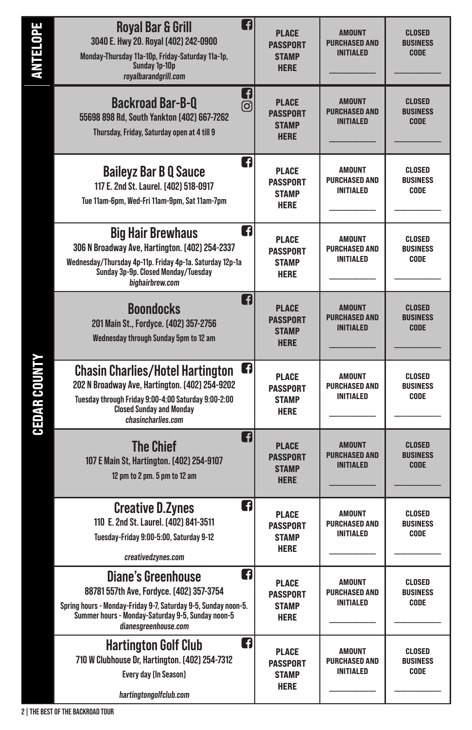| County | Business | Stamp | Amount | Code |
|---|---|---|---|---|
| ANTELOPE | **Royal Bar & Grill**<br>3040 E. Hwy 20. Royal (402) 242-0900<br>Monday-Thursday 11a-10p, Friday-Saturday 11a-1p, Sunday 1p-10p<br>*royalbarandgrill.com* | PLACE PASSPORT STAMP HERE | AMOUNT PURCHASED AND INITIALED ______ | CLOSED BUSINESS CODE ______ |
| CEDAR COUNTY | **Backroad Bar-B-Q**<br>55698 898 Rd, South Yankton (402) 667-7262<br>Thursday, Friday, Saturday open at 4 till 9 | PLACE PASSPORT STAMP HERE | AMOUNT PURCHASED AND INITIALED ______ | CLOSED BUSINESS CODE ______ |
| CEDAR COUNTY | **Baileyz Bar B Q Sauce**<br>117 E. 2nd St. Laurel. (402) 518-0917<br>Tue 11am-6pm, Wed-Fri 11am-9pm, Sat 11am-7pm | PLACE PASSPORT STAMP HERE | AMOUNT PURCHASED AND INITIALED ______ | CLOSED BUSINESS CODE ______ |
| CEDAR COUNTY | **Big Hair Brewhaus**<br>306 N Broadway Ave, Hartington. (402) 254-2337<br>Wednesday/Thursday 4p-11p. Friday 4p-1a. Saturday 12p-1a Sunday 3p-9p. Closed Monday/Tuesday<br>*bighairbrew.com* | PLACE PASSPORT STAMP HERE | AMOUNT PURCHASED AND INITIALED ______ | CLOSED BUSINESS CODE ______ |
| CEDAR COUNTY | **Boondocks**<br>201 Main St., Fordyce. (402) 357-2756<br>Wednesday through Sunday 5pm to 12 am | PLACE PASSPORT STAMP HERE | AMOUNT PURCHASED AND INITIALED ______ | CLOSED BUSINESS CODE ______ |
| CEDAR COUNTY | **Chasin Charlies/Hotel Hartington**<br>202 N Broadway Ave, Hartington. (402) 254-9202<br>Tuesday through Friday 9:00-4:00 Saturday 9:00-2:00 Closed Sunday and Monday<br>*chasincharlies.com* | PLACE PASSPORT STAMP HERE | AMOUNT PURCHASED AND INITIALED ______ | CLOSED BUSINESS CODE ______ |
| CEDAR COUNTY | **The Chief**<br>107 E Main St, Hartington. (402) 254-9107<br>12 pm to 2 pm. 5 pm to 12 am | PLACE PASSPORT STAMP HERE | AMOUNT PURCHASED AND INITIALED ______ | CLOSED BUSINESS CODE ______ |
| CEDAR COUNTY | **Creative D.Zynes**<br>110 E. 2nd St. Laurel. (402) 841-3511<br>Tuesday-Friday 9:00-5:00, Saturday 9-12<br>*creativedzynes.com* | PLACE PASSPORT STAMP HERE | AMOUNT PURCHASED AND INITIALED ______ | CLOSED BUSINESS CODE ______ |
| CEDAR COUNTY | **Diane's Greenhouse**<br>88781 557th Ave, Fordyce. (402) 357-3754<br>Spring hours - Monday-Friday 9-7, Saturday 9-5, Sunday noon-5. Summer hours - Monday-Saturday 9-5, Sunday noon-5<br>*dianesgreenhouse.com* | PLACE PASSPORT STAMP HERE | AMOUNT PURCHASED AND INITIALED ______ | CLOSED BUSINESS CODE ______ |
| CEDAR COUNTY | **Hartington Golf Club**<br>710 W Clubhouse Dr, Hartington. (402) 254-7312<br>Every day (In Season)<br>*hartingtongolfclub.com* | PLACE PASSPORT STAMP HERE | AMOUNT PURCHASED AND INITIALED ______ | CLOSED BUSINESS CODE ______ |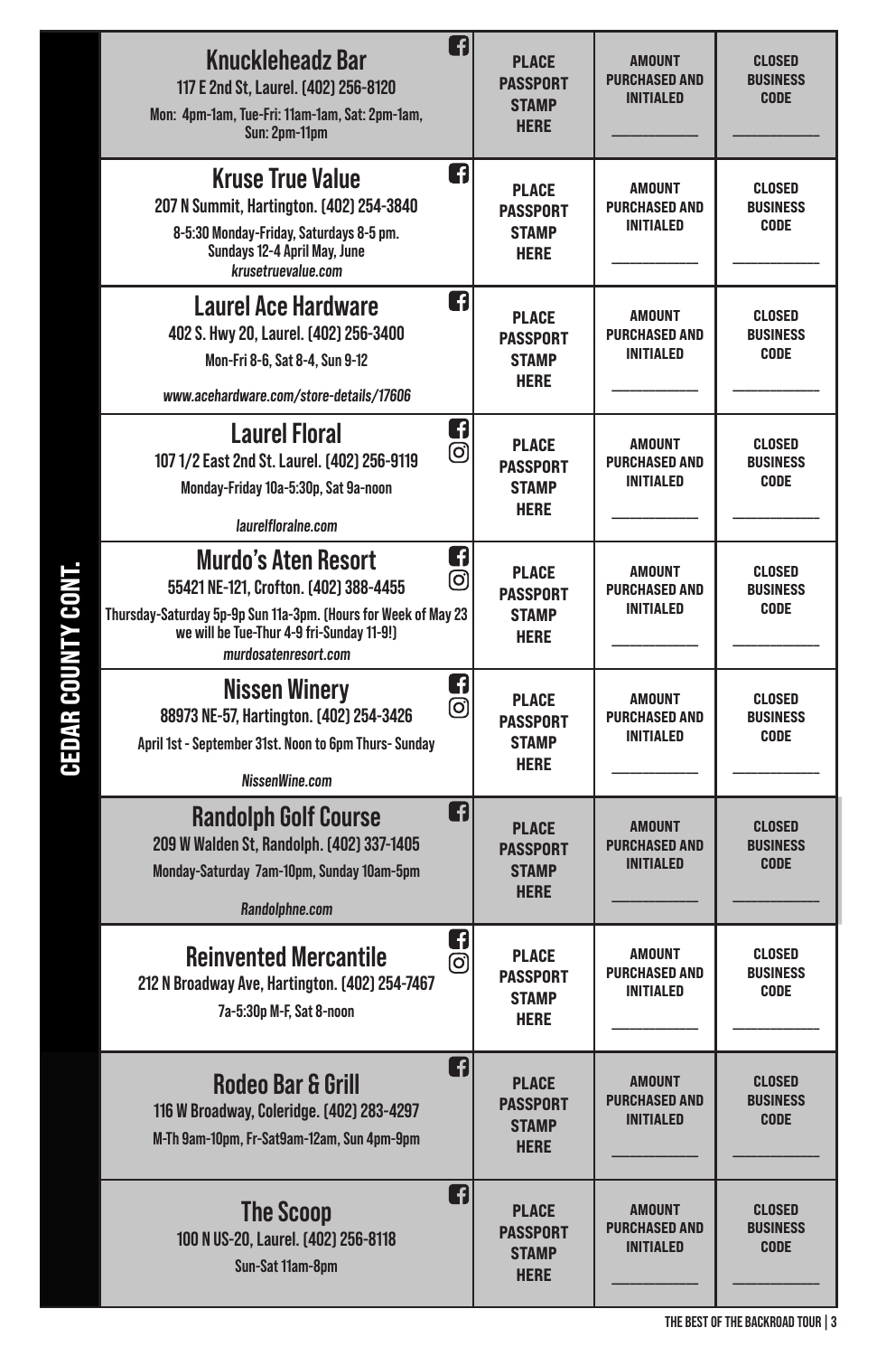## CEDAR COUNTY CONT.

| Business | Stamp | Amount | Code |
| --- | --- | --- | --- |
| **Knuckleheadz Bar**<br>117 E 2nd St, Laurel. (402) 256-8120<br>Mon: 4pm-1am, Tue-Fri: 11am-1am, Sat: 2pm-1am, Sun: 2pm-11pm | PLACE PASSPORT STAMP HERE | AMOUNT PURCHASED AND INITIALED<br>__________ | CLOSED BUSINESS CODE<br>__________ |
| **Kruse True Value**<br>207 N Summit, Hartington. (402) 254-3840<br>8-5:30 Monday-Friday, Saturdays 8-5 pm. Sundays 12-4 April May, June<br>*krusetruevalue.com* | PLACE PASSPORT STAMP HERE | AMOUNT PURCHASED AND INITIALED<br>__________ | CLOSED BUSINESS CODE<br>__________ |
| **Laurel Ace Hardware**<br>402 S. Hwy 20, Laurel. (402) 256-3400<br>Mon-Fri 8-6, Sat 8-4, Sun 9-12<br>*www.acehardware.com/store-details/17606* | PLACE PASSPORT STAMP HERE | AMOUNT PURCHASED AND INITIALED<br>__________ | CLOSED BUSINESS CODE<br>__________ |
| **Laurel Floral**<br>107 1/2 East 2nd St. Laurel. (402) 256-9119<br>Monday-Friday 10a-5:30p, Sat 9a-noon<br>*laurelfloralne.com* | PLACE PASSPORT STAMP HERE | AMOUNT PURCHASED AND INITIALED<br>__________ | CLOSED BUSINESS CODE<br>__________ |
| **Murdo's Aten Resort**<br>55421 NE-121, Crofton. (402) 388-4455<br>Thursday-Saturday 5p-9p Sun 11a-3pm. (Hours for Week of May 23 we will be Tue-Thur 4-9 fri-Sunday 11-9!)<br>*murdosatenresort.com* | PLACE PASSPORT STAMP HERE | AMOUNT PURCHASED AND INITIALED<br>__________ | CLOSED BUSINESS CODE<br>__________ |
| **Nissen Winery**<br>88973 NE-57, Hartington. (402) 254-3426<br>April 1st - September 31st. Noon to 6pm Thurs- Sunday<br>*NissenWine.com* | PLACE PASSPORT STAMP HERE | AMOUNT PURCHASED AND INITIALED<br>__________ | CLOSED BUSINESS CODE<br>__________ |
| **Randolph Golf Course**<br>209 W Walden St, Randolph. (402) 337-1405<br>Monday-Saturday 7am-10pm, Sunday 10am-5pm<br>*Randolphne.com* | PLACE PASSPORT STAMP HERE | AMOUNT PURCHASED AND INITIALED<br>__________ | CLOSED BUSINESS CODE<br>__________ |
| **Reinvented Mercantile**<br>212 N Broadway Ave, Hartington. (402) 254-7467<br>7a-5:30p M-F, Sat 8-noon | PLACE PASSPORT STAMP HERE | AMOUNT PURCHASED AND INITIALED<br>__________ | CLOSED BUSINESS CODE<br>__________ |
| **Rodeo Bar & Grill**<br>116 W Broadway, Coleridge. (402) 283-4297<br>M-Th 9am-10pm, Fr-Sat9am-12am, Sun 4pm-9pm | PLACE PASSPORT STAMP HERE | AMOUNT PURCHASED AND INITIALED<br>__________ | CLOSED BUSINESS CODE<br>__________ |
| **The Scoop**<br>100 N US-20, Laurel. (402) 256-8118<br>Sun-Sat 11am-8pm | PLACE PASSPORT STAMP HERE | AMOUNT PURCHASED AND INITIALED<br>__________ | CLOSED BUSINESS CODE<br>__________ |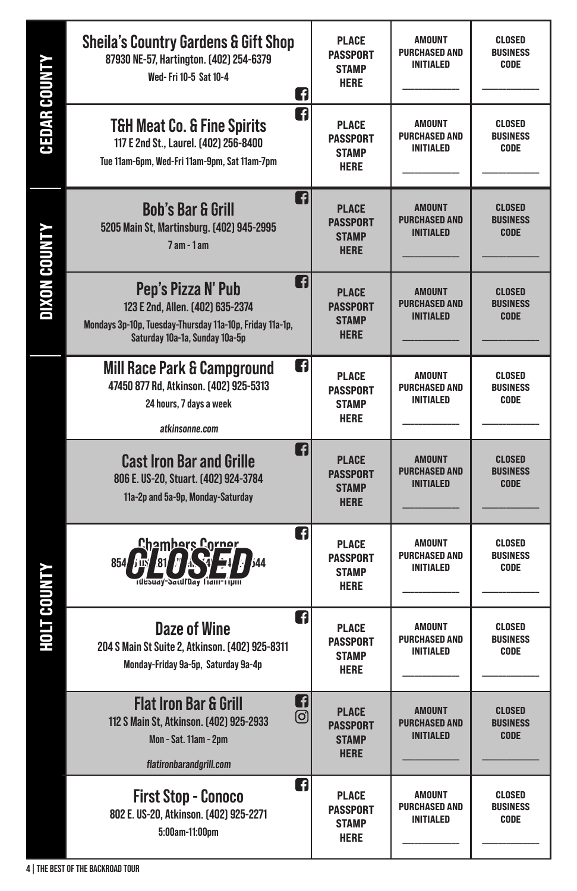## CEDAR COUNTY

| Business | Passport Stamp | Amount Purchased and Initialed | Closed Business Code |
|---|---|---|---|
| **Sheila's Country Gardens & Gift Shop**<br>87930 NE-57, Hartington. (402) 254-6379<br>Wed- Fri 10-5 Sat 10-4 | PLACE PASSPORT STAMP HERE | ___________ | ___________ |
| **T&H Meat Co. & Fine Spirits**<br>117 E 2nd St., Laurel. (402) 256-8400<br>Tue 11am-6pm, Wed-Fri 11am-9pm, Sat 11am-7pm | PLACE PASSPORT STAMP HERE | ___________ | ___________ |

## DIXON COUNTY

| Business | Passport Stamp | Amount Purchased and Initialed | Closed Business Code |
|---|---|---|---|
| **Bob's Bar & Grill**<br>5205 Main St, Martinsburg. (402) 945-2995<br>7 am - 1 am | PLACE PASSPORT STAMP HERE | ___________ | ___________ |
| **Pep's Pizza N' Pub**<br>123 E 2nd, Allen. (402) 635-2374<br>Mondays 3p-10p, Tuesday-Thursday 11a-10p, Friday 11a-1p, Saturday 10a-1a, Sunday 10a-5p | PLACE PASSPORT STAMP HERE | ___________ | ___________ |

## HOLT COUNTY

| Business | Passport Stamp | Amount Purchased and Initialed | Closed Business Code |
|---|---|---|---|
| **Mill Race Park & Campground**<br>47450 877 Rd, Atkinson. (402) 925-5313<br>24 hours, 7 days a week<br>*atkinsonne.com* | PLACE PASSPORT STAMP HERE | ___________ | ___________ |
| **Cast Iron Bar and Grille**<br>806 E. US-20, Stuart. (402) 924-3784<br>11a-2p and 5a-9p, Monday-Saturday | PLACE PASSPORT STAMP HERE | ___________ | ___________ |
| **Chambers Corner** — **CLOSED**<br>854... 544<br>Tuesday-Saturday 11am-1pm | PLACE PASSPORT STAMP HERE | ___________ | ___________ |
| **Daze of Wine**<br>204 S Main St Suite 2, Atkinson. (402) 925-8311<br>Monday-Friday 9a-5p, Saturday 9a-4p | PLACE PASSPORT STAMP HERE | ___________ | ___________ |
| **Flat Iron Bar & Grill**<br>112 S Main St, Atkinson. (402) 925-2933<br>Mon - Sat. 11am - 2pm<br>*flatironbarandgrill.com* | PLACE PASSPORT STAMP HERE | ___________ | ___________ |
| **First Stop - Conoco**<br>802 E. US-20, Atkinson. (402) 925-2271<br>5:00am-11:00pm | PLACE PASSPORT STAMP HERE | ___________ | ___________ |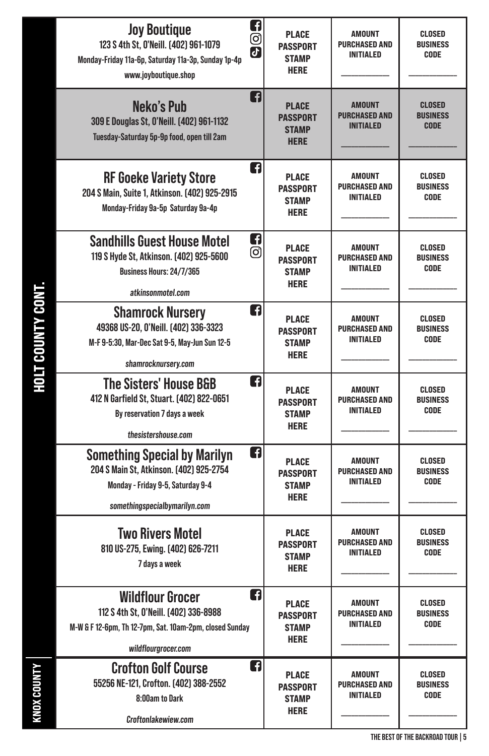## HOLT COUNTY CONT.

| Business | | | |
|---|---|---|---|
| **Joy Boutique**<br>123 S 4th St, O'Neill. (402) 961-1079<br>Monday-Friday 11a-6p, Saturday 11a-3p, Sunday 1p-4p<br>www.joyboutique.shop | PLACE PASSPORT STAMP HERE | AMOUNT PURCHASED AND INITIALED<br>__________ | CLOSED BUSINESS CODE<br>__________ |
| **Neko's Pub**<br>309 E Douglas St, O'Neill. (402) 961-1132<br>Tuesday-Saturday 5p-9p food, open till 2am | PLACE PASSPORT STAMP HERE | AMOUNT PURCHASED AND INITIALED<br>__________ | CLOSED BUSINESS CODE<br>__________ |
| **RF Goeke Variety Store**<br>204 S Main, Suite 1, Atkinson. (402) 925-2915<br>Monday-Friday 9a-5p Saturday 9a-4p | PLACE PASSPORT STAMP HERE | AMOUNT PURCHASED AND INITIALED<br>__________ | CLOSED BUSINESS CODE<br>__________ |
| **Sandhills Guest House Motel**<br>119 S Hyde St, Atkinson. (402) 925-5600<br>Business Hours: 24/7/365<br>*atkinsonmotel.com* | PLACE PASSPORT STAMP HERE | AMOUNT PURCHASED AND INITIALED<br>__________ | CLOSED BUSINESS CODE<br>__________ |
| **Shamrock Nursery**<br>49368 US-20, O'Neill. (402) 336-3323<br>M-F 9-5:30, Mar-Dec Sat 9-5, May-Jun Sun 12-5<br>*shamrocknursery.com* | PLACE PASSPORT STAMP HERE | AMOUNT PURCHASED AND INITIALED<br>__________ | CLOSED BUSINESS CODE<br>__________ |
| **The Sisters' House B&B**<br>412 N Garfield St, Stuart. (402) 822-0651<br>By reservation 7 days a week<br>*thesistershouse.com* | PLACE PASSPORT STAMP HERE | AMOUNT PURCHASED AND INITIALED<br>__________ | CLOSED BUSINESS CODE<br>__________ |
| **Something Special by Marilyn**<br>204 S Main St, Atkinson. (402) 925-2754<br>Monday - Friday 9-5, Saturday 9-4<br>*somethingspecialbymarilyn.com* | PLACE PASSPORT STAMP HERE | AMOUNT PURCHASED AND INITIALED<br>__________ | CLOSED BUSINESS CODE<br>__________ |
| **Two Rivers Motel**<br>810 US-275, Ewing. (402) 626-7211<br>7 days a week | PLACE PASSPORT STAMP HERE | AMOUNT PURCHASED AND INITIALED<br>__________ | CLOSED BUSINESS CODE<br>__________ |
| **Wildflour Grocer**<br>112 S 4th St, O'Neill. (402) 336-8988<br>M-W & F 12-6pm, Th 12-7pm, Sat. 10am-2pm, closed Sunday<br>*wildflourgrocer.com* | PLACE PASSPORT STAMP HERE | AMOUNT PURCHASED AND INITIALED<br>__________ | CLOSED BUSINESS CODE<br>__________ |

## KNOX COUNTY

| Business | | | |
|---|---|---|---|
| **Crofton Golf Course**<br>55256 NE-121, Crofton. (402) 388-2552<br>8:00am to Dark<br>*Croftonlakewiew.com* | PLACE PASSPORT STAMP HERE | AMOUNT PURCHASED AND INITIALED<br>__________ | CLOSED BUSINESS CODE<br>__________ |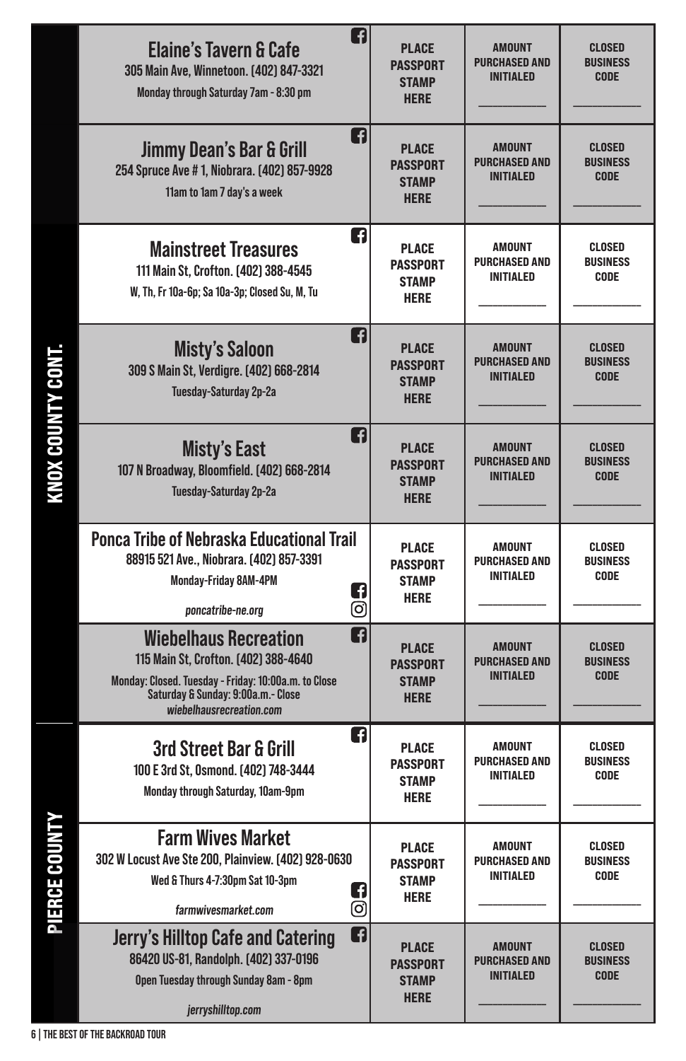## KNOX COUNTY CONT.

| Business | | | |
|---|---|---|---|
| **Elaine's Tavern & Cafe**<br>305 Main Ave, Winnetoon. (402) 847-3321<br>Monday through Saturday 7am - 8:30 pm | PLACE PASSPORT STAMP HERE | AMOUNT PURCHASED AND INITIALED<br>\_\_\_\_\_\_\_\_\_\_ | CLOSED BUSINESS CODE<br>\_\_\_\_\_\_\_\_\_\_ |
| **Jimmy Dean's Bar & Grill**<br>254 Spruce Ave # 1, Niobrara. (402) 857-9928<br>11am to 1am 7 day's a week | PLACE PASSPORT STAMP HERE | AMOUNT PURCHASED AND INITIALED<br>\_\_\_\_\_\_\_\_\_\_ | CLOSED BUSINESS CODE<br>\_\_\_\_\_\_\_\_\_\_ |
| **Mainstreet Treasures**<br>111 Main St, Crofton. (402) 388-4545<br>W, Th, Fr 10a-6p; Sa 10a-3p; Closed Su, M, Tu | PLACE PASSPORT STAMP HERE | AMOUNT PURCHASED AND INITIALED<br>\_\_\_\_\_\_\_\_\_\_ | CLOSED BUSINESS CODE<br>\_\_\_\_\_\_\_\_\_\_ |
| **Misty's Saloon**<br>309 S Main St, Verdigre. (402) 668-2814<br>Tuesday-Saturday 2p-2a | PLACE PASSPORT STAMP HERE | AMOUNT PURCHASED AND INITIALED<br>\_\_\_\_\_\_\_\_\_\_ | CLOSED BUSINESS CODE<br>\_\_\_\_\_\_\_\_\_\_ |
| **Misty's East**<br>107 N Broadway, Bloomfield. (402) 668-2814<br>Tuesday-Saturday 2p-2a | PLACE PASSPORT STAMP HERE | AMOUNT PURCHASED AND INITIALED<br>\_\_\_\_\_\_\_\_\_\_ | CLOSED BUSINESS CODE<br>\_\_\_\_\_\_\_\_\_\_ |
| **Ponca Tribe of Nebraska Educational Trail**<br>88915 521 Ave., Niobrara. (402) 857-3391<br>Monday-Friday 8AM-4PM<br>*poncatribe-ne.org* | PLACE PASSPORT STAMP HERE | AMOUNT PURCHASED AND INITIALED<br>\_\_\_\_\_\_\_\_\_\_ | CLOSED BUSINESS CODE<br>\_\_\_\_\_\_\_\_\_\_ |
| **Wiebelhaus Recreation**<br>115 Main St, Crofton. (402) 388-4640<br>Monday: Closed. Tuesday - Friday: 10:00a.m. to Close<br>Saturday & Sunday: 9:00a.m.- Close<br>*wiebelhausrecreation.com* | PLACE PASSPORT STAMP HERE | AMOUNT PURCHASED AND INITIALED<br>\_\_\_\_\_\_\_\_\_\_ | CLOSED BUSINESS CODE<br>\_\_\_\_\_\_\_\_\_\_ |

## PIERCE COUNTY

| Business | | | |
|---|---|---|---|
| **3rd Street Bar & Grill**<br>100 E 3rd St, Osmond. (402) 748-3444<br>Monday through Saturday, 10am-9pm | PLACE PASSPORT STAMP HERE | AMOUNT PURCHASED AND INITIALED<br>\_\_\_\_\_\_\_\_\_\_ | CLOSED BUSINESS CODE<br>\_\_\_\_\_\_\_\_\_\_ |
| **Farm Wives Market**<br>302 W Locust Ave Ste 200, Plainview. (402) 928-0630<br>Wed & Thurs 4-7:30pm Sat 10-3pm<br>*farmwivesmarket.com* | PLACE PASSPORT STAMP HERE | AMOUNT PURCHASED AND INITIALED<br>\_\_\_\_\_\_\_\_\_\_ | CLOSED BUSINESS CODE<br>\_\_\_\_\_\_\_\_\_\_ |
| **Jerry's Hilltop Cafe and Catering**<br>86420 US-81, Randolph. (402) 337-0196<br>Open Tuesday through Sunday 8am - 8pm<br>*jerryshilltop.com* | PLACE PASSPORT STAMP HERE | AMOUNT PURCHASED AND INITIALED<br>\_\_\_\_\_\_\_\_\_\_ | CLOSED BUSINESS CODE<br>\_\_\_\_\_\_\_\_\_\_ |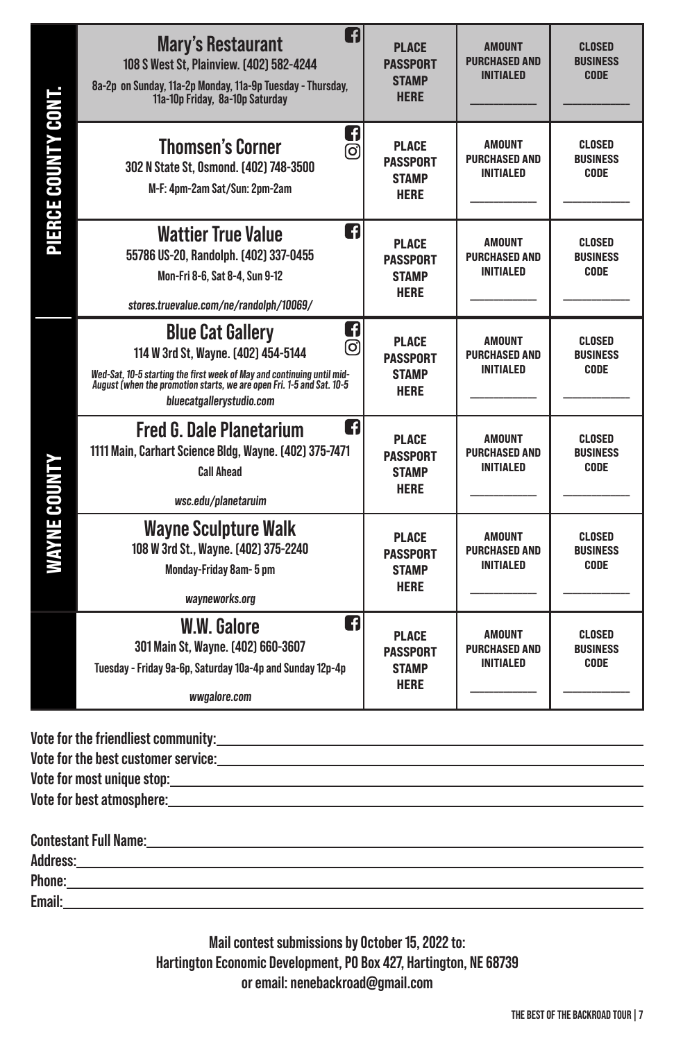| County | Business | Passport Stamp | Amount Purchased and Initialed | Closed Business Code |
| --- | --- | --- | --- | --- |
| PIERCE COUNTY CONT. | **Mary's Restaurant**<br>108 S West St, Plainview. (402) 582-4244<br>8a-2p on Sunday, 11a-2p Monday, 11a-9p Tuesday - Thursday, 11a-10p Friday, 8a-10p Saturday | PLACE PASSPORT STAMP HERE | AMOUNT PURCHASED AND INITIALED ___________ | CLOSED BUSINESS CODE ___________ |
| PIERCE COUNTY CONT. | **Thomsen's Corner**<br>302 N State St, Osmond. (402) 748-3500<br>M-F: 4pm-2am Sat/Sun: 2pm-2am | PLACE PASSPORT STAMP HERE | AMOUNT PURCHASED AND INITIALED ___________ | CLOSED BUSINESS CODE ___________ |
| PIERCE COUNTY CONT. | **Wattier True Value**<br>55786 US-20, Randolph. (402) 337-0455<br>Mon-Fri 8-6, Sat 8-4, Sun 9-12<br>*stores.truevalue.com/ne/randolph/10069/* | PLACE PASSPORT STAMP HERE | AMOUNT PURCHASED AND INITIALED ___________ | CLOSED BUSINESS CODE ___________ |
| WAYNE COUNTY | **Blue Cat Gallery**<br>114 W 3rd St, Wayne. (402) 454-5144<br>*Wed-Sat, 10-5 starting the first week of May and continuing until mid-August (when the promotion starts, we are open Fri. 1-5 and Sat. 10-5*<br>*bluecatgallerystudio.com* | PLACE PASSPORT STAMP HERE | AMOUNT PURCHASED AND INITIALED ___________ | CLOSED BUSINESS CODE ___________ |
| WAYNE COUNTY | **Fred G. Dale Planetarium**<br>1111 Main, Carhart Science Bldg, Wayne. (402) 375-7471<br>Call Ahead<br>*wsc.edu/planetaruim* | PLACE PASSPORT STAMP HERE | AMOUNT PURCHASED AND INITIALED ___________ | CLOSED BUSINESS CODE ___________ |
| WAYNE COUNTY | **Wayne Sculpture Walk**<br>108 W 3rd St., Wayne. (402) 375-2240<br>Monday-Friday 8am- 5 pm<br>*wayneworks.org* | PLACE PASSPORT STAMP HERE | AMOUNT PURCHASED AND INITIALED ___________ | CLOSED BUSINESS CODE ___________ |
| WAYNE COUNTY | **W.W. Galore**<br>301 Main St, Wayne. (402) 660-3607<br>Tuesday - Friday 9a-6p, Saturday 10a-4p and Sunday 12p-4p<br>*wwgalore.com* | PLACE PASSPORT STAMP HERE | AMOUNT PURCHASED AND INITIALED ___________ | CLOSED BUSINESS CODE ___________ |

Vote for the friendliest community: ____________________

Vote for the best customer service: ____________________

Vote for most unique stop: ____________________

Vote for best atmosphere: ____________________

Contestant Full Name: ____________________

Address: ____________________

Phone: ____________________

Email: ____________________

**Mail contest submissions by October 15, 2022 to:**
**Hartington Economic Development, PO Box 427, Hartington, NE 68739**
**or email: nenebackroad@gmail.com**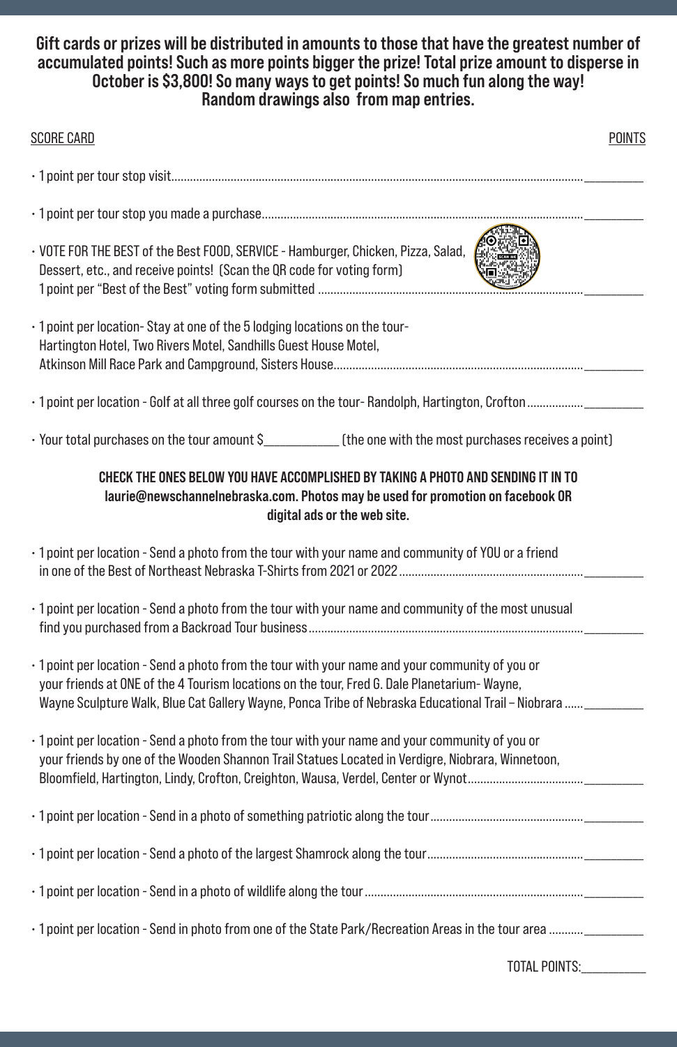**Gift cards or prizes will be distributed in amounts to those that have the greatest number of accumulated points! Such as more points bigger the prize! Total prize amount to disperse in October is $3,800! So many ways to get points! So much fun along the way! Random drawings also from map entries.**

SCORE CARD — POINTS

- 1 point per tour stop visit............................................................ __________
- 1 point per tour stop you made a purchase............................................................ __________
- VOTE FOR THE BEST of the Best FOOD, SERVICE - Hamburger, Chicken, Pizza, Salad, Dessert, etc., and receive points! (Scan the QR code for voting form) 1 point per "Best of the Best" voting form submitted ............................................................ __________
- 1 point per location- Stay at one of the 5 lodging locations on the tour- Hartington Hotel, Two Rivers Motel, Sandhills Guest House Motel, Atkinson Mill Race Park and Campground, Sisters House............................................................ __________
- 1 point per location - Golf at all three golf courses on the tour- Randolph, Hartington, Crofton .................. __________
- Your total purchases on the tour amount $____________ (the one with the most purchases receives a point)

**CHECK THE ONES BELOW YOU HAVE ACCOMPLISHED BY TAKING A PHOTO AND SENDING IT IN TO laurie@newschannelnebraska.com. Photos may be used for promotion on facebook OR digital ads or the web site.**

- 1 point per location - Send a photo from the tour with your name and community of YOU or a friend in one of the Best of Northeast Nebraska T-Shirts from 2021 or 2022............................................................ __________
- 1 point per location - Send a photo from the tour with your name and community of the most unusual find you purchased from a Backroad Tour business............................................................ __________
- 1 point per location - Send a photo from the tour with your name and your community of you or your friends at ONE of the 4 Tourism locations on the tour, Fred G. Dale Planetarium- Wayne, Wayne Sculpture Walk, Blue Cat Gallery Wayne, Ponca Tribe of Nebraska Educational Trail – Niobrara ...... __________
- 1 point per location - Send a photo from the tour with your name and your community of you or your friends by one of the Wooden Shannon Trail Statues Located in Verdigre, Niobrara, Winnetoon, Bloomfield, Hartington, Lindy, Crofton, Creighton, Wausa, Verdel, Center or Wynot............................................................ __________
- 1 point per location - Send in a photo of something patriotic along the tour............................................................ __________
- 1 point per location - Send a photo of the largest Shamrock along the tour............................................................ __________
- 1 point per location - Send in a photo of wildlife along the tour............................................................ __________
- 1 point per location - Send in photo from one of the State Park/Recreation Areas in the tour area ........... __________

TOTAL POINTS:__________